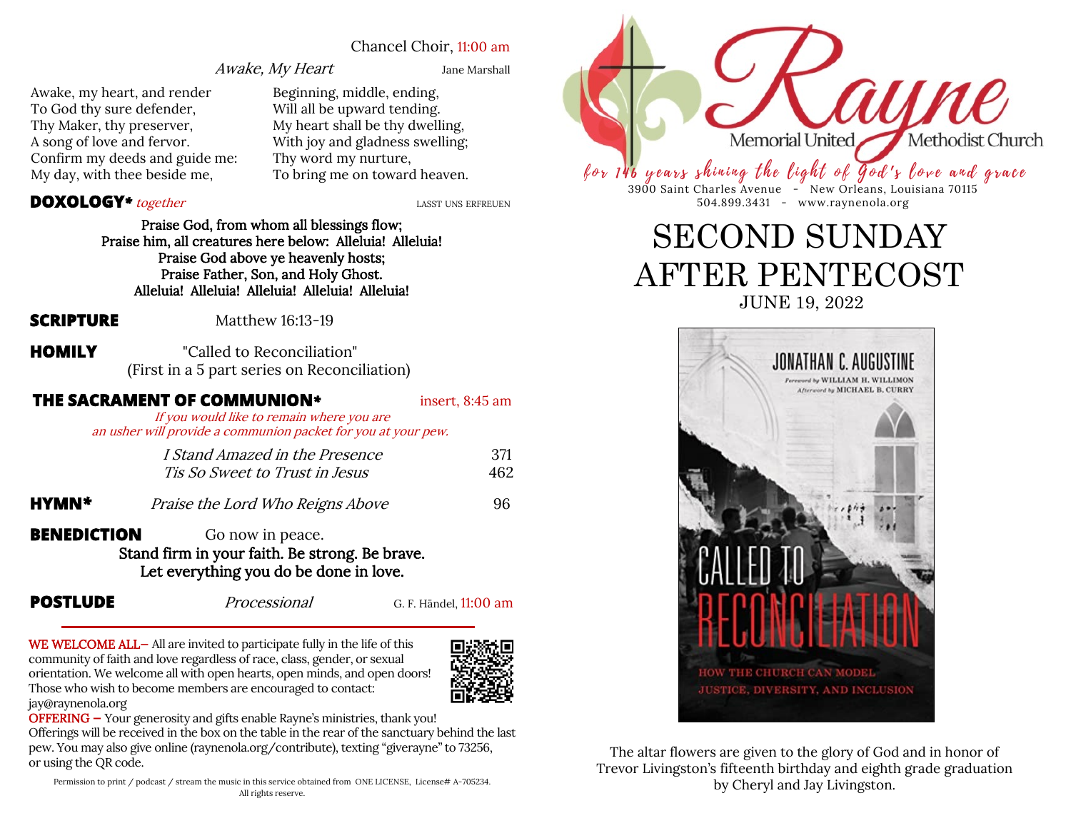Chancel Choir, 11:00 am

*Awake, My Heart* — Jane Marshall

Awake, my heart, and render
To God thy sure defender,
Thy Maker, thy preserver,
A song of love and fervor.
Confirm my deeds and guide me:
My day, with thee beside me,

Beginning, middle, ending,
Will all be upward tending.
My heart shall be thy dwelling,
With joy and gladness swelling;
Thy word my nurture,
To bring me on toward heaven.

**DOXOLOGY*** *together* — LASST UNS ERFREUEN

**Praise God, from whom all blessings flow;**
**Praise him, all creatures here below: Alleluia! Alleluia!**
**Praise God above ye heavenly hosts;**
**Praise Father, Son, and Holy Ghost.**
**Alleluia! Alleluia! Alleluia! Alleluia! Alleluia!**

**SCRIPTURE** Matthew 16:13-19

**HOMILY** "Called to Reconciliation"
(First in a 5 part series on Reconciliation)

**THE SACRAMENT OF COMMUNION*** insert, 8:45 am

*If you would like to remain where you are an usher will provide a communion packet for you at your pew.*

*I Stand Amazed in the Presence* 371
*Tis So Sweet to Trust in Jesus* 462

**HYMN*** *Praise the Lord Who Reigns Above* 96

**BENEDICTION** Go now in peace.
**Stand firm in your faith. Be strong. Be brave.**
**Let everything you do be done in love.**

**POSTLUDE** *Processional* G. F. Händel, 11:00 am

WE WELCOME ALL– All are invited to participate fully in the life of this community of faith and love regardless of race, class, gender, or sexual orientation. We welcome all with open hearts, open minds, and open doors! Those who wish to become members are encouraged to contact: jay@raynenola.org

OFFERING – Your generosity and gifts enable Rayne's ministries, thank you! Offerings will be received in the box on the table in the rear of the sanctuary behind the last pew. You may also give online (raynenola.org/contribute), texting "giverayne" to 73256, or using the QR code.

Permission to print / podcast / stream the music in this service obtained from ONE LICENSE, License# A-705234. All rights reserve.

# Rayne Memorial United Methodist Church

*for 146 years shining the light of God's love and grace*

3900 Saint Charles Avenue - New Orleans, Louisiana 70115
504.899.3431 - www.raynenola.org

# SECOND SUNDAY AFTER PENTECOST

JUNE 19, 2022

JONATHAN C. AUGUSTINE
*Foreword by* WILLIAM H. WILLIMON
*Afterword by* MICHAEL B. CURRY

CALLED TO RECONCILIATION

HOW THE CHURCH CAN MODEL JUSTICE, DIVERSITY, AND INCLUSION

The altar flowers are given to the glory of God and in honor of Trevor Livingston's fifteenth birthday and eighth grade graduation by Cheryl and Jay Livingston.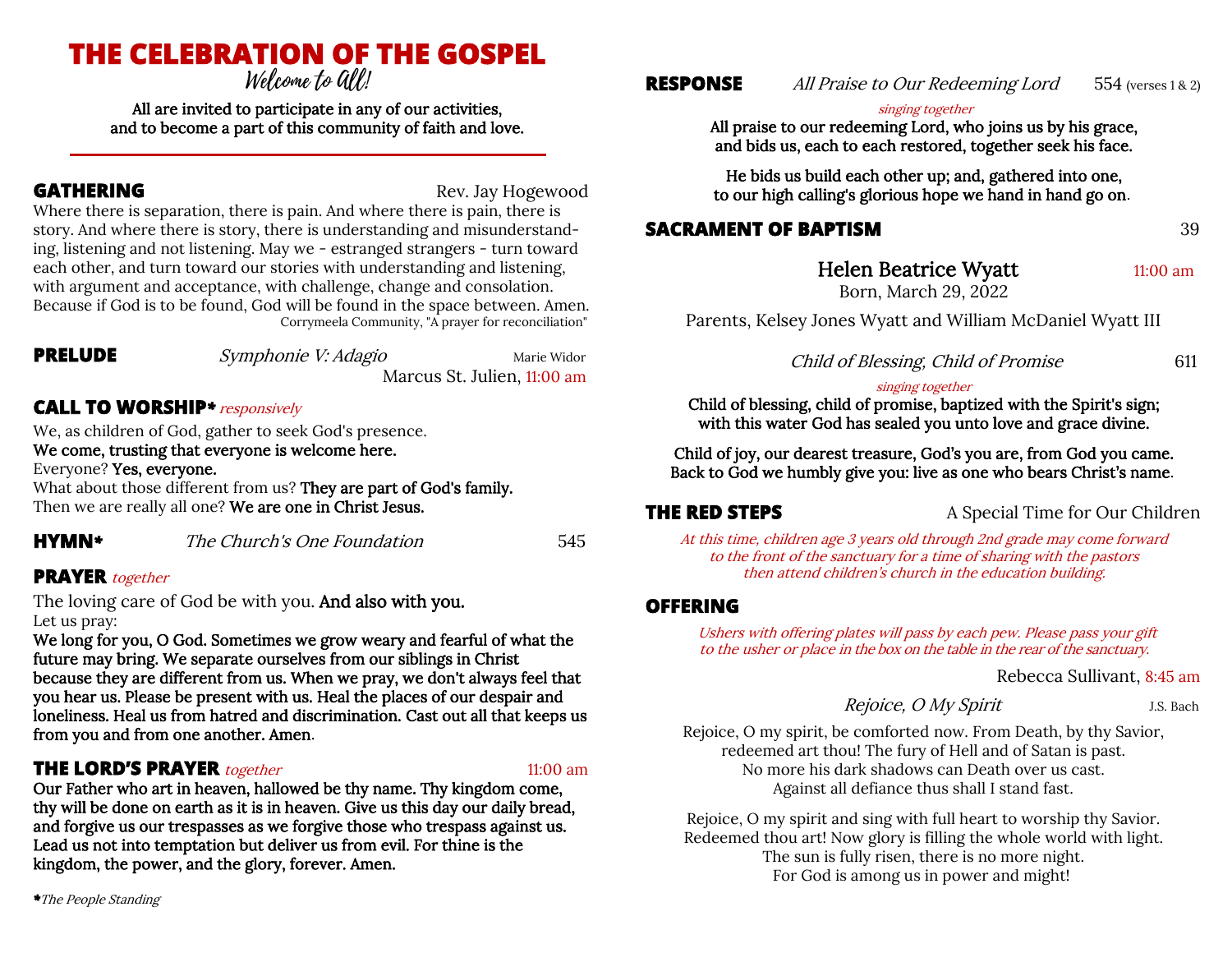# THE CELEBRATION OF THE GOSPEL

Welcome to All!

**All are invited to participate in any of our activities, and to become a part of this community of faith and love.**

## GATHERING

Rev. Jay Hogewood

Where there is separation, there is pain. And where there is pain, there is story. And where there is story, there is understanding and misunderstanding, listening and not listening. May we - estranged strangers - turn toward each other, and turn toward our stories with understanding and listening, with argument and acceptance, with challenge, change and consolation. Because if God is to be found, God will be found in the space between. Amen.

Corrymeela Community, "A prayer for reconciliation"

## PRELUDE

*Symphonie V: Adagio* — Marie Widor

Marcus St. Julien, 11:00 am

## CALL TO WORSHIP* *responsively*

We, as children of God, gather to seek God's presence.
**We come, trusting that everyone is welcome here.**
Everyone? **Yes, everyone.**
What about those different from us? **They are part of God's family.**
Then we are really all one? **We are one in Christ Jesus.**

## HYMN*

*The Church's One Foundation* — 545

## PRAYER *together*

The loving care of God be with you. **And also with you.**
Let us pray:
**We long for you, O God. Sometimes we grow weary and fearful of what the future may bring. We separate ourselves from our siblings in Christ because they are different from us. When we pray, we don't always feel that you hear us. Please be present with us. Heal the places of our despair and loneliness. Heal us from hatred and discrimination. Cast out all that keeps us from you and from one another. Amen.**

## THE LORD'S PRAYER *together*

11:00 am

**Our Father who art in heaven, hallowed be thy name. Thy kingdom come, thy will be done on earth as it is in heaven. Give us this day our daily bread, and forgive us our trespasses as we forgive those who trespass against us. Lead us not into temptation but deliver us from evil. For thine is the kingdom, the power, and the glory, forever. Amen.**

**The People Standing*

## RESPONSE

*All Praise to Our Redeeming Lord* — 554 (verses 1 & 2)

*singing together*

**All praise to our redeeming Lord, who joins us by his grace, and bids us, each to each restored, together seek his face.**

**He bids us build each other up; and, gathered into one, to our high calling's glorious hope we hand in hand go on.**

## SACRAMENT OF BAPTISM

39

Helen Beatrice Wyatt — 11:00 am
Born, March 29, 2022

Parents, Kelsey Jones Wyatt and William McDaniel Wyatt III

*Child of Blessing, Child of Promise* — 611

*singing together*

**Child of blessing, child of promise, baptized with the Spirit's sign; with this water God has sealed you unto love and grace divine.**

**Child of joy, our dearest treasure, God's you are, from God you came. Back to God we humbly give you: live as one who bears Christ's name.**

## THE RED STEPS

A Special Time for Our Children

*At this time, children age 3 years old through 2nd grade may come forward to the front of the sanctuary for a time of sharing with the pastors then attend children's church in the education building.*

## OFFERING

*Ushers with offering plates will pass by each pew. Please pass your gift to the usher or place in the box on the table in the rear of the sanctuary.*

Rebecca Sullivant, 8:45 am

*Rejoice, O My Spirit* — J.S. Bach

Rejoice, O my spirit, be comforted now. From Death, by thy Savior, redeemed art thou! The fury of Hell and of Satan is past. No more his dark shadows can Death over us cast. Against all defiance thus shall I stand fast.

Rejoice, O my spirit and sing with full heart to worship thy Savior. Redeemed thou art! Now glory is filling the whole world with light. The sun is fully risen, there is no more night. For God is among us in power and might!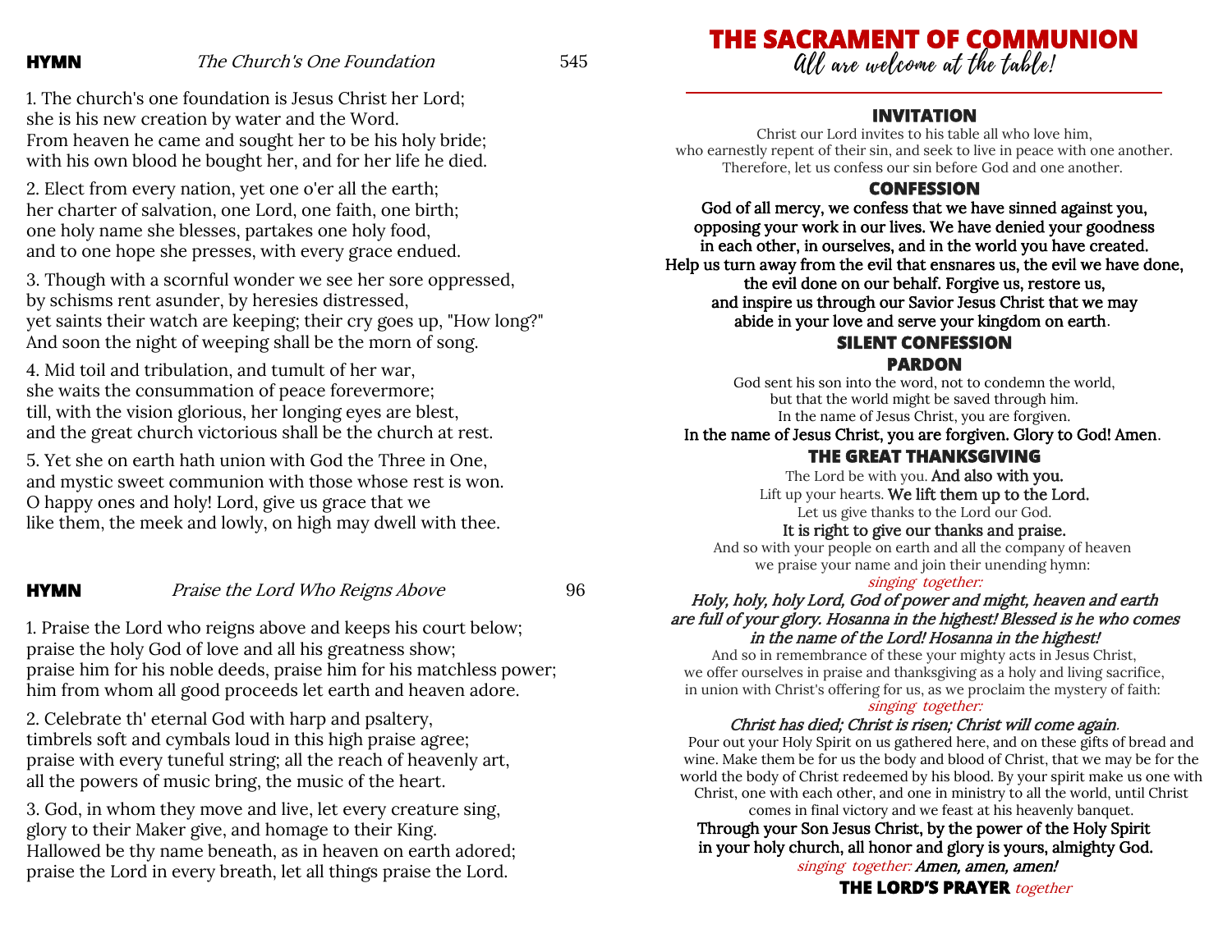**HYMN** *The Church's One Foundation* 545

1. The church's one foundation is Jesus Christ her Lord;
she is his new creation by water and the Word.
From heaven he came and sought her to be his holy bride;
with his own blood he bought her, and for her life he died.

2. Elect from every nation, yet one o'er all the earth;
her charter of salvation, one Lord, one faith, one birth;
one holy name she blesses, partakes one holy food,
and to one hope she presses, with every grace endued.

3. Though with a scornful wonder we see her sore oppressed,
by schisms rent asunder, by heresies distressed,
yet saints their watch are keeping; their cry goes up, "How long?"
And soon the night of weeping shall be the morn of song.

4. Mid toil and tribulation, and tumult of her war,
she waits the consummation of peace forevermore;
till, with the vision glorious, her longing eyes are blest,
and the great church victorious shall be the church at rest.

5. Yet she on earth hath union with God the Three in One,
and mystic sweet communion with those whose rest is won.
O happy ones and holy! Lord, give us grace that we
like them, the meek and lowly, on high may dwell with thee.

**HYMN** *Praise the Lord Who Reigns Above* 96

1. Praise the Lord who reigns above and keeps his court below;
praise the holy God of love and all his greatness show;
praise him for his noble deeds, praise him for his matchless power;
him from whom all good proceeds let earth and heaven adore.

2. Celebrate th' eternal God with harp and psaltery,
timbrels soft and cymbals loud in this high praise agree;
praise with every tuneful string; all the reach of heavenly art,
all the powers of music bring, the music of the heart.

3. God, in whom they move and live, let every creature sing,
glory to their Maker give, and homage to their King.
Hallowed be thy name beneath, as in heaven on earth adored;
praise the Lord in every breath, let all things praise the Lord.

# THE SACRAMENT OF COMMUNION

*All are welcome at the table!*

## INVITATION

Christ our Lord invites to his table all who love him,
who earnestly repent of their sin, and seek to live in peace with one another.
Therefore, let us confess our sin before God and one another.

## CONFESSION

**God of all mercy, we confess that we have sinned against you, opposing your work in our lives. We have denied your goodness in each other, in ourselves, and in the world you have created. Help us turn away from the evil that ensnares us, the evil we have done, the evil done on our behalf. Forgive us, restore us, and inspire us through our Savior Jesus Christ that we may abide in your love and serve your kingdom on earth.**

## SILENT CONFESSION

## PARDON

God sent his son into the word, not to condemn the world,
but that the world might be saved through him.
In the name of Jesus Christ, you are forgiven.
**In the name of Jesus Christ, you are forgiven. Glory to God! Amen.**

## THE GREAT THANKSGIVING

The Lord be with you. **And also with you.**
Lift up your hearts. **We lift them up to the Lord.**
Let us give thanks to the Lord our God.
**It is right to give our thanks and praise.**
And so with your people on earth and all the company of heaven
we praise your name and join their unending hymn:

*singing together:*
***Holy, holy, holy Lord, God of power and might, heaven and earth are full of your glory. Hosanna in the highest! Blessed is he who comes in the name of the Lord! Hosanna in the highest!***

And so in remembrance of these your mighty acts in Jesus Christ,
we offer ourselves in praise and thanksgiving as a holy and living sacrifice,
in union with Christ's offering for us, as we proclaim the mystery of faith:

*singing together:*
***Christ has died; Christ is risen; Christ will come again.***

Pour out your Holy Spirit on us gathered here, and on these gifts of bread and wine. Make them be for us the body and blood of Christ, that we may be for the world the body of Christ redeemed by his blood. By your spirit make us one with Christ, one with each other, and one in ministry to all the world, until Christ comes in final victory and we feast at his heavenly banquet.

**Through your Son Jesus Christ, by the power of the Holy Spirit in your holy church, all honor and glory is yours, almighty God.**

*singing together:* ***Amen, amen, amen!***

**THE LORD'S PRAYER** *together*